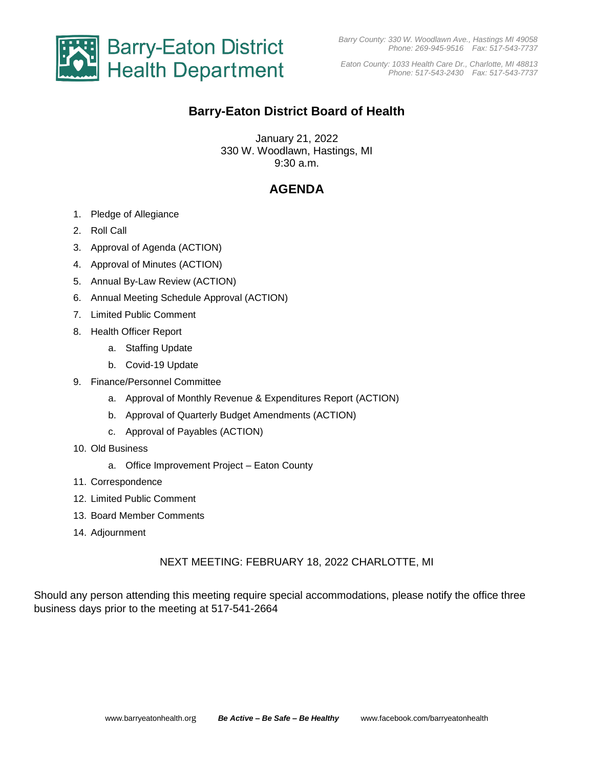Barry-Eaton District Health Department

*Barry County: 330 W. Woodlawn Ave., Hastings MI 49058*
*Phone: 269-945-9516 Fax: 517-543-7737*

*Eaton County: 1033 Health Care Dr., Charlotte, MI 48813*
*Phone: 517-543-2430 Fax: 517-543-7737*

# Barry-Eaton District Board of Health

January 21, 2022
330 W. Woodlawn, Hastings, MI
9:30 a.m.

## AGENDA

1. Pledge of Allegiance
2. Roll Call
3. Approval of Agenda (ACTION)
4. Approval of Minutes (ACTION)
5. Annual By-Law Review (ACTION)
6. Annual Meeting Schedule Approval (ACTION)
7. Limited Public Comment
8. Health Officer Report
   a. Staffing Update
   b. Covid-19 Update
9. Finance/Personnel Committee
   a. Approval of Monthly Revenue & Expenditures Report (ACTION)
   b. Approval of Quarterly Budget Amendments (ACTION)
   c. Approval of Payables (ACTION)
10. Old Business
    a. Office Improvement Project – Eaton County
11. Correspondence
12. Limited Public Comment
13. Board Member Comments
14. Adjournment

NEXT MEETING: FEBRUARY 18, 2022 CHARLOTTE, MI

Should any person attending this meeting require special accommodations, please notify the office three business days prior to the meeting at 517-541-2664

www.barryeatonhealth.org ***Be Active – Be Safe – Be Healthy*** www.facebook.com/barryeatonhealth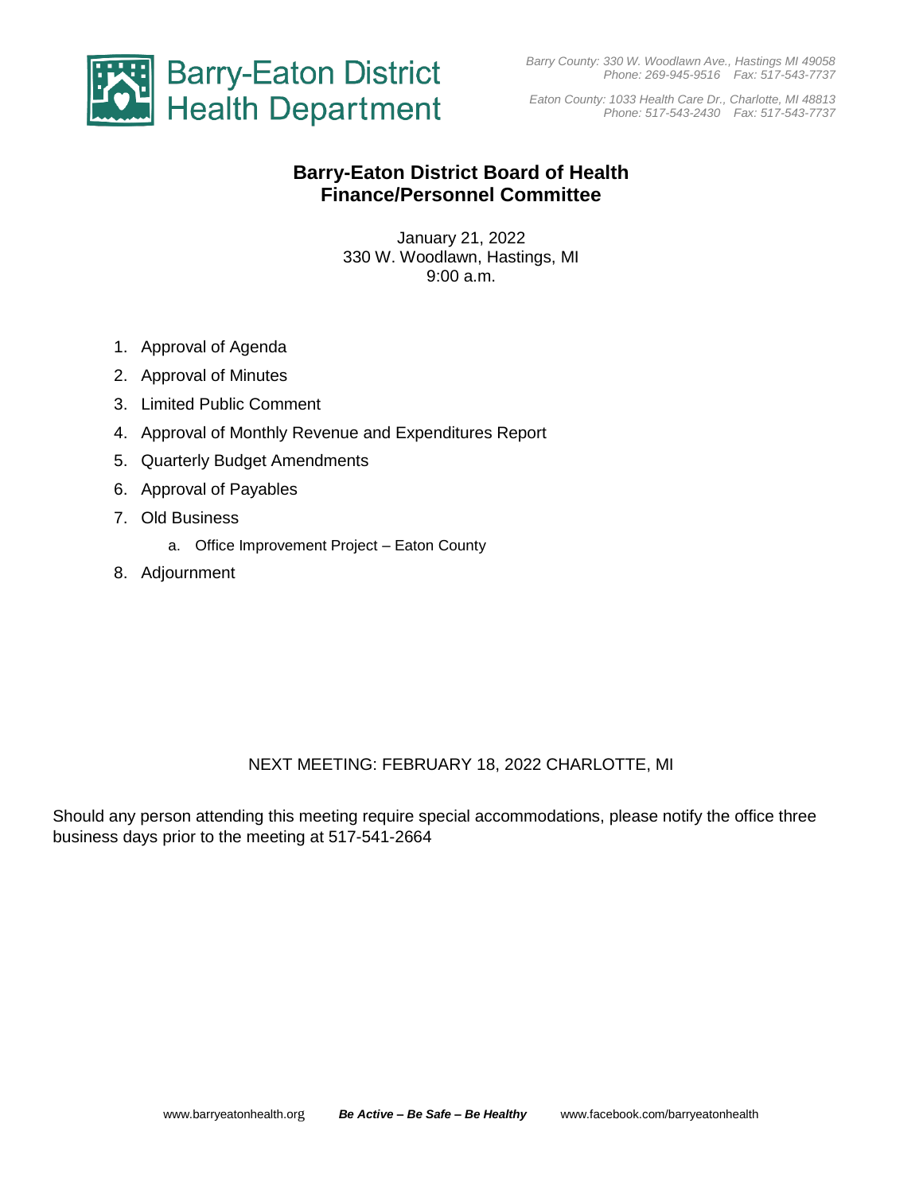Barry-Eaton District Health Department

*Barry County: 330 W. Woodlawn Ave., Hastings MI 49058*
*Phone: 269-945-9516 Fax: 517-543-7737*

*Eaton County: 1033 Health Care Dr., Charlotte, MI 48813*
*Phone: 517-543-2430 Fax: 517-543-7737*

# Barry-Eaton District Board of Health
# Finance/Personnel Committee

January 21, 2022
330 W. Woodlawn, Hastings, MI
9:00 a.m.

1. Approval of Agenda
2. Approval of Minutes
3. Limited Public Comment
4. Approval of Monthly Revenue and Expenditures Report
5. Quarterly Budget Amendments
6. Approval of Payables
7. Old Business
    a. Office Improvement Project – Eaton County
8. Adjournment

NEXT MEETING: FEBRUARY 18, 2022 CHARLOTTE, MI

Should any person attending this meeting require special accommodations, please notify the office three business days prior to the meeting at 517-541-2664

www.barryeatonhealth.org ***Be Active – Be Safe – Be Healthy*** www.facebook.com/barryeatonhealth